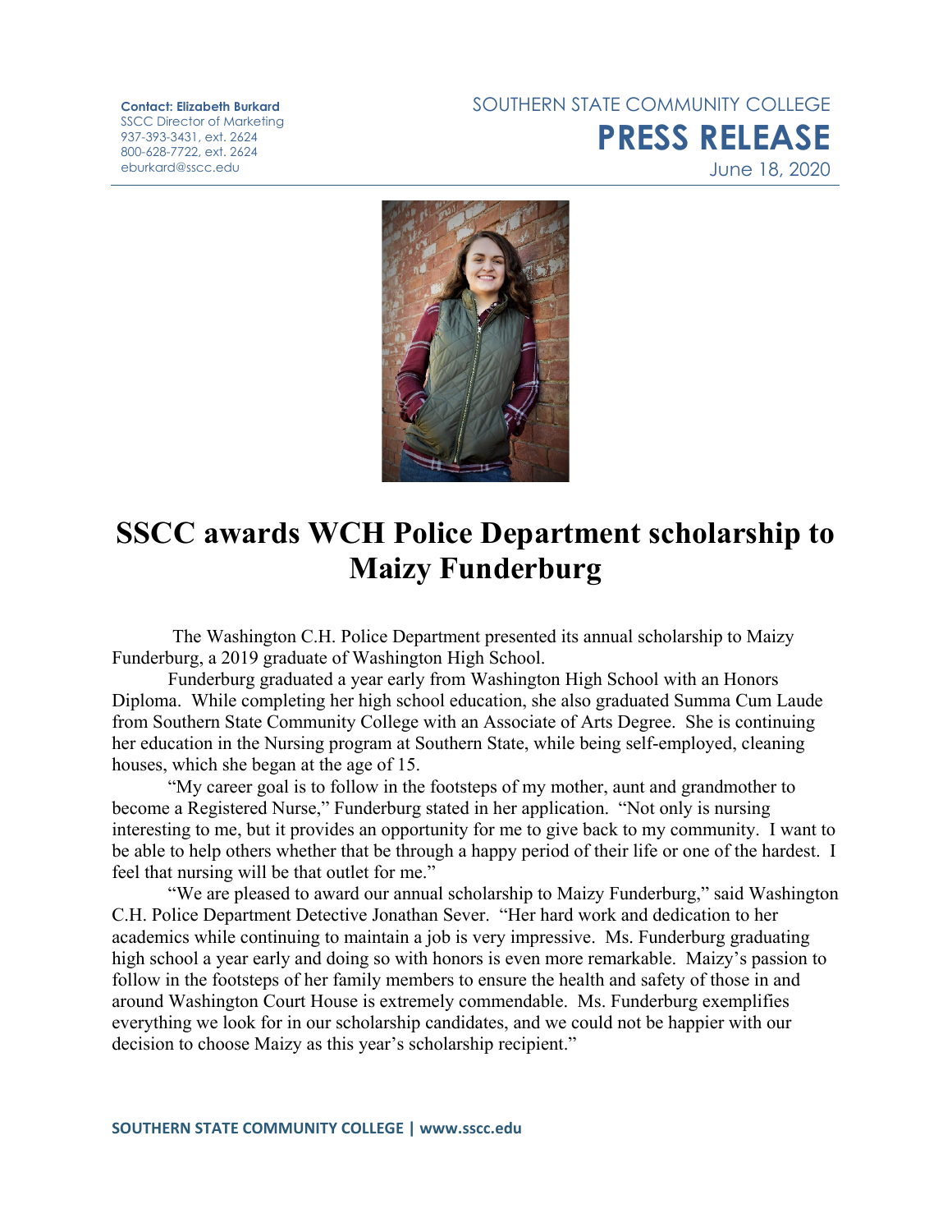**Contact: Elizabeth Burkard**
SSCC Director of Marketing
937-393-3431, ext. 2624
800-628-7722, ext. 2624
eburkard@sscc.edu

SOUTHERN STATE COMMUNITY COLLEGE

**PRESS RELEASE**

June 18, 2020

# SSCC awards WCH Police Department scholarship to Maizy Funderburg

The Washington C.H. Police Department presented its annual scholarship to Maizy Funderburg, a 2019 graduate of Washington High School.

Funderburg graduated a year early from Washington High School with an Honors Diploma. While completing her high school education, she also graduated Summa Cum Laude from Southern State Community College with an Associate of Arts Degree. She is continuing her education in the Nursing program at Southern State, while being self-employed, cleaning houses, which she began at the age of 15.

"My career goal is to follow in the footsteps of my mother, aunt and grandmother to become a Registered Nurse," Funderburg stated in her application. "Not only is nursing interesting to me, but it provides an opportunity for me to give back to my community. I want to be able to help others whether that be through a happy period of their life or one of the hardest. I feel that nursing will be that outlet for me."

"We are pleased to award our annual scholarship to Maizy Funderburg," said Washington C.H. Police Department Detective Jonathan Sever. "Her hard work and dedication to her academics while continuing to maintain a job is very impressive. Ms. Funderburg graduating high school a year early and doing so with honors is even more remarkable. Maizy's passion to follow in the footsteps of her family members to ensure the health and safety of those in and around Washington Court House is extremely commendable. Ms. Funderburg exemplifies everything we look for in our scholarship candidates, and we could not be happier with our decision to choose Maizy as this year's scholarship recipient."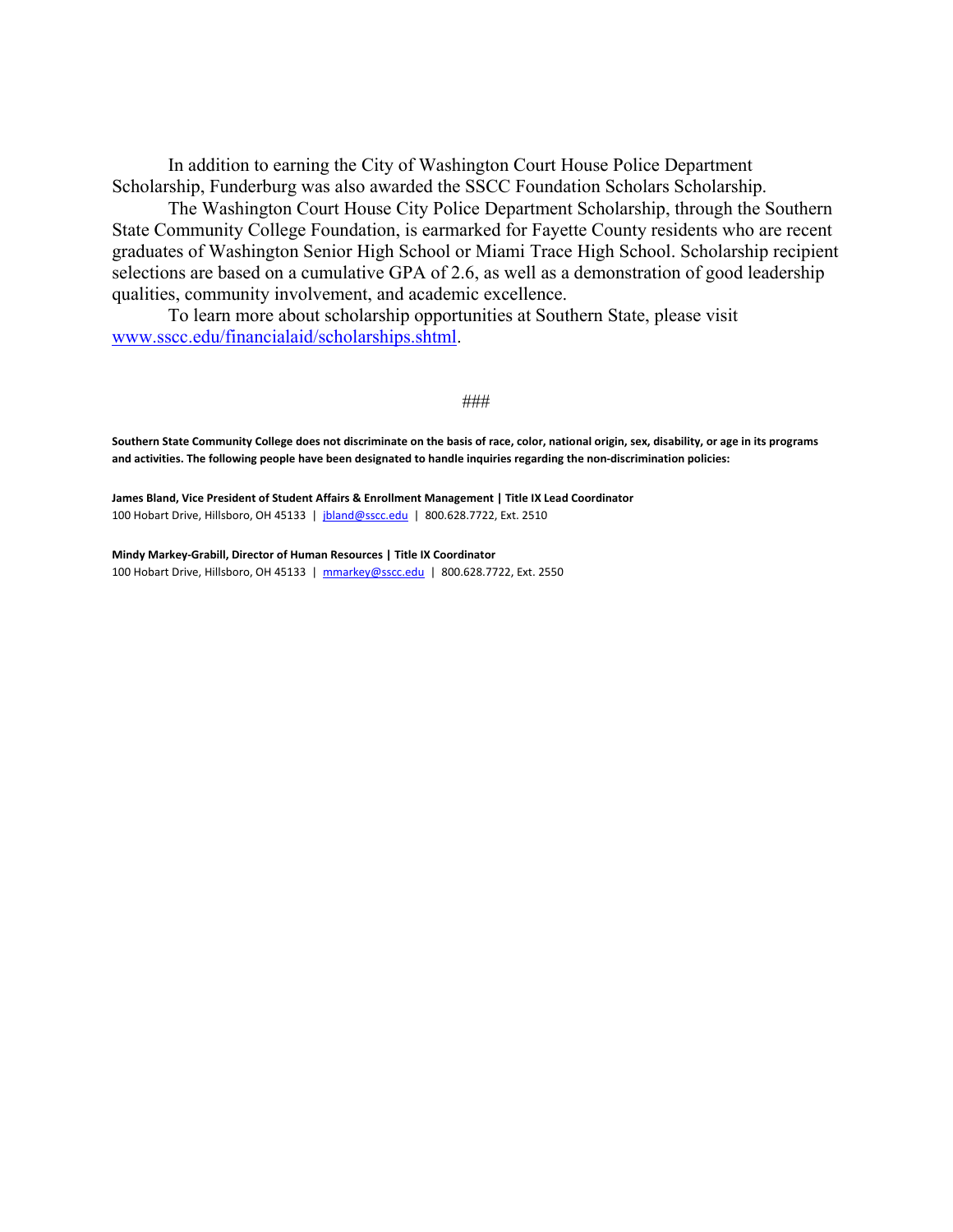In addition to earning the City of Washington Court House Police Department Scholarship, Funderburg was also awarded the SSCC Foundation Scholars Scholarship.

The Washington Court House City Police Department Scholarship, through the Southern State Community College Foundation, is earmarked for Fayette County residents who are recent graduates of Washington Senior High School or Miami Trace High School. Scholarship recipient selections are based on a cumulative GPA of 2.6, as well as a demonstration of good leadership qualities, community involvement, and academic excellence.

To learn more about scholarship opportunities at Southern State, please visit [www.sscc.edu/financialaid/scholarships.shtml](www.sscc.edu/financialaid/scholarships.shtml).

###

**Southern State Community College does not discriminate on the basis of race, color, national origin, sex, disability, or age in its programs and activities. The following people have been designated to handle inquiries regarding the non-discrimination policies:**

**James Bland, Vice President of Student Affairs & Enrollment Management | Title IX Lead Coordinator**
100 Hobart Drive, Hillsboro, OH 45133 | jbland@sscc.edu | 800.628.7722, Ext. 2510

**Mindy Markey-Grabill, Director of Human Resources | Title IX Coordinator**
100 Hobart Drive, Hillsboro, OH 45133 | mmarkey@sscc.edu | 800.628.7722, Ext. 2550